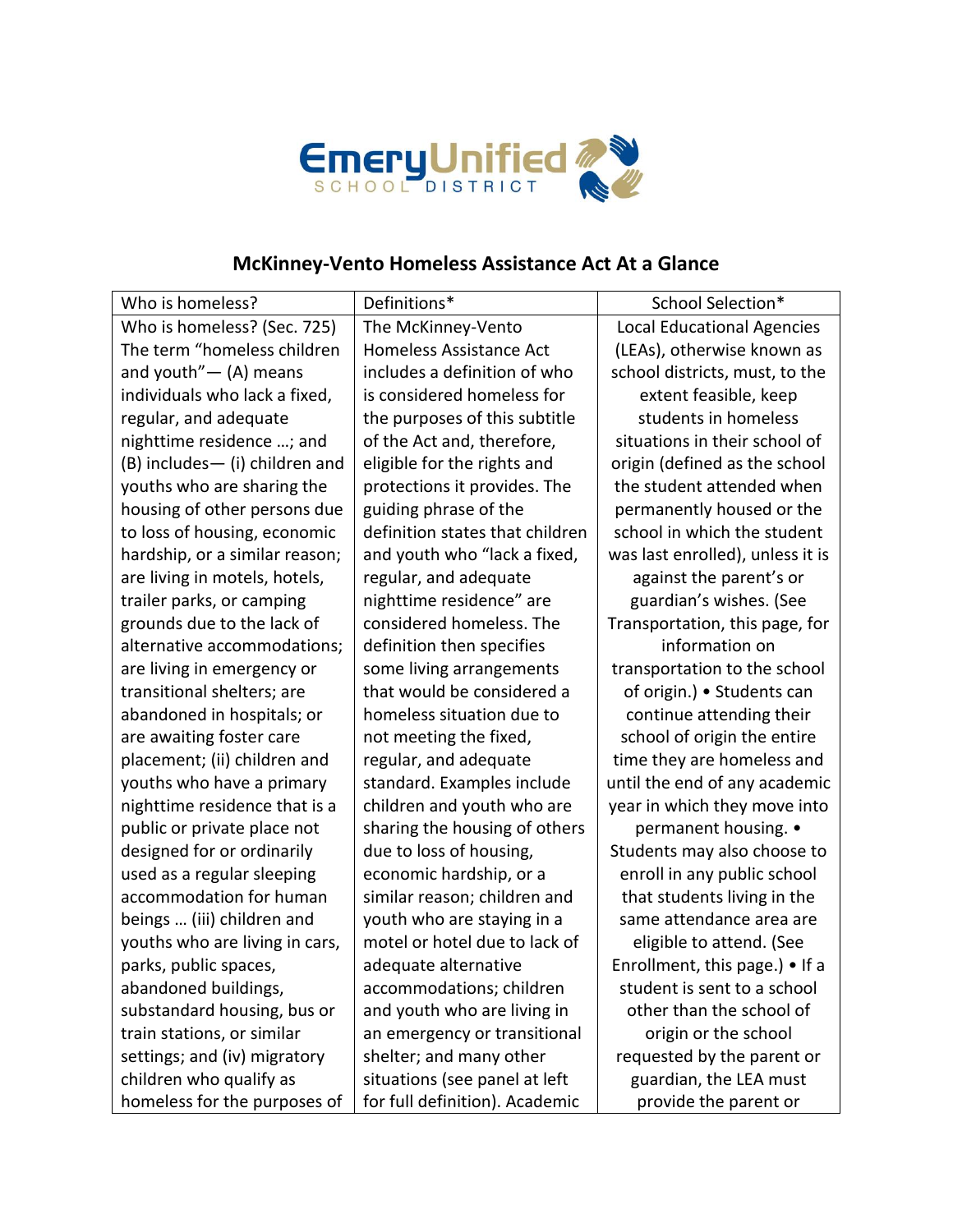Emery Unified SCHOOL DISTRICT

## McKinney-Vento Homeless Assistance Act At a Glance

| Who is homeless? | Definitions* | School Selection* |
|---|---|---|
| Who is homeless? (Sec. 725) The term "homeless children and youth"— (A) means individuals who lack a fixed, regular, and adequate nighttime residence …; and (B) includes— (i) children and youths who are sharing the housing of other persons due to loss of housing, economic hardship, or a similar reason; are living in motels, hotels, trailer parks, or camping grounds due to the lack of alternative accommodations; are living in emergency or transitional shelters; are abandoned in hospitals; or are awaiting foster care placement; (ii) children and youths who have a primary nighttime residence that is a public or private place not designed for or ordinarily used as a regular sleeping accommodation for human beings … (iii) children and youths who are living in cars, parks, public spaces, abandoned buildings, substandard housing, bus or train stations, or similar settings; and (iv) migratory children who qualify as homeless for the purposes of | The McKinney-Vento Homeless Assistance Act includes a definition of who is considered homeless for the purposes of this subtitle of the Act and, therefore, eligible for the rights and protections it provides. The guiding phrase of the definition states that children and youth who "lack a fixed, regular, and adequate nighttime residence" are considered homeless. The definition then specifies some living arrangements that would be considered a homeless situation due to not meeting the fixed, regular, and adequate standard. Examples include children and youth who are sharing the housing of others due to loss of housing, economic hardship, or a similar reason; children and youth who are staying in a motel or hotel due to lack of adequate alternative accommodations; children and youth who are living in an emergency or transitional shelter; and many other situations (see panel at left for full definition). Academic | Local Educational Agencies (LEAs), otherwise known as school districts, must, to the extent feasible, keep students in homeless situations in their school of origin (defined as the school the student attended when permanently housed or the school in which the student was last enrolled), unless it is against the parent's or guardian's wishes. (See Transportation, this page, for information on transportation to the school of origin.) • Students can continue attending their school of origin the entire time they are homeless and until the end of any academic year in which they move into permanent housing. • Students may also choose to enroll in any public school that students living in the same attendance area are eligible to attend. (See Enrollment, this page.) • If a student is sent to a school other than the school of origin or the school requested by the parent or guardian, the LEA must provide the parent or |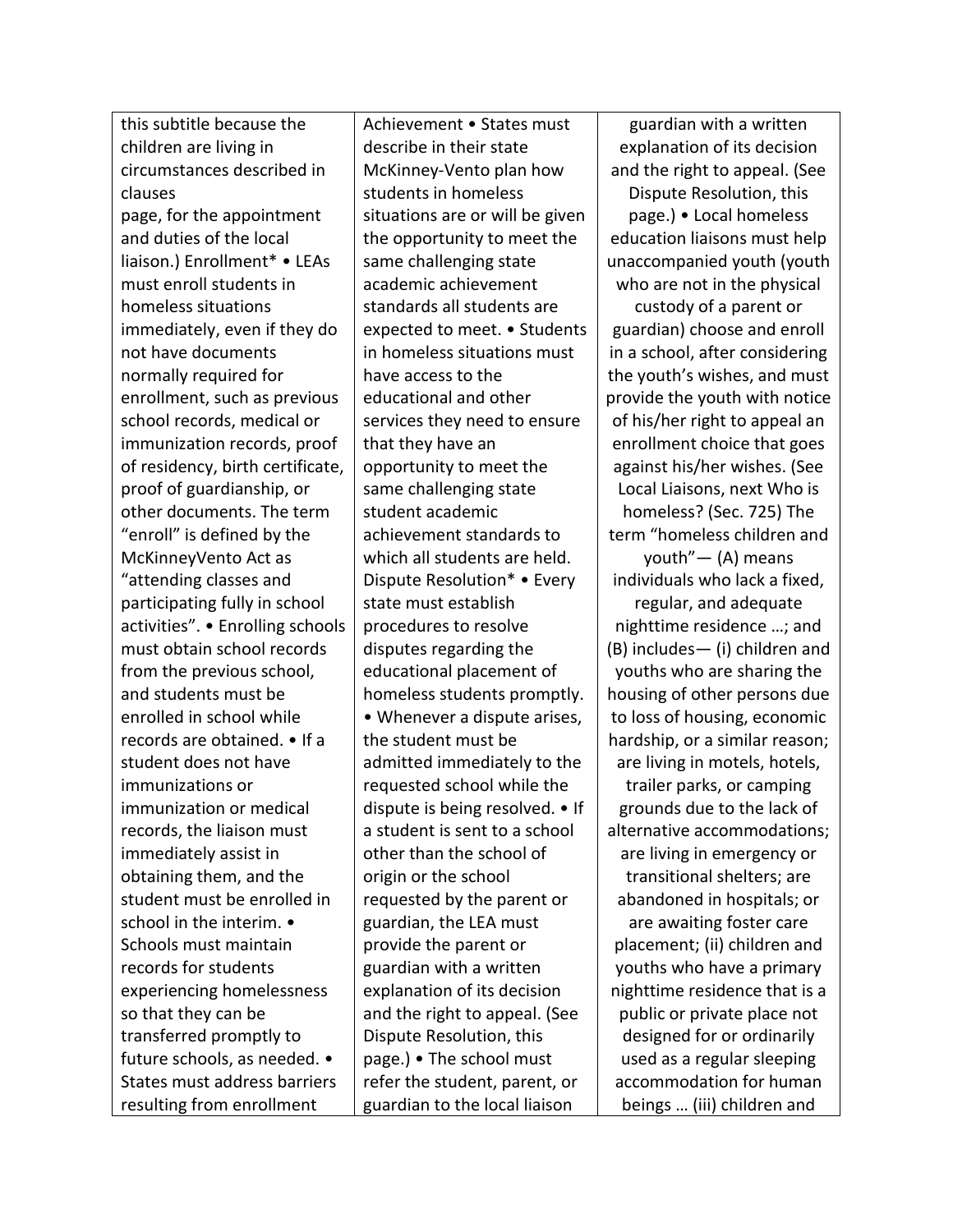| | | |
|---|---|---|
| this subtitle because the children are living in circumstances described in clauses page, for the appointment and duties of the local liaison.) Enrollment* • LEAs must enroll students in homeless situations immediately, even if they do not have documents normally required for enrollment, such as previous school records, medical or immunization records, proof of residency, birth certificate, proof of guardianship, or other documents. The term "enroll" is defined by the McKinneyVento Act as "attending classes and participating fully in school activities". • Enrolling schools must obtain school records from the previous school, and students must be enrolled in school while records are obtained. • If a student does not have immunizations or immunization or medical records, the liaison must immediately assist in obtaining them, and the student must be enrolled in school in the interim. • Schools must maintain records for students experiencing homelessness so that they can be transferred promptly to future schools, as needed. • States must address barriers resulting from enrollment | Achievement • States must describe in their state McKinney-Vento plan how students in homeless situations are or will be given the opportunity to meet the same challenging state academic achievement standards all students are expected to meet. • Students in homeless situations must have access to the educational and other services they need to ensure that they have an opportunity to meet the same challenging state student academic achievement standards to which all students are held. Dispute Resolution* • Every state must establish procedures to resolve disputes regarding the educational placement of homeless students promptly. • Whenever a dispute arises, the student must be admitted immediately to the requested school while the dispute is being resolved. • If a student is sent to a school other than the school of origin or the school requested by the parent or guardian, the LEA must provide the parent or guardian with a written explanation of its decision and the right to appeal. (See Dispute Resolution, this page.) • The school must refer the student, parent, or guardian to the local liaison | guardian with a written explanation of its decision and the right to appeal. (See Dispute Resolution, this page.) • Local homeless education liaisons must help unaccompanied youth (youth who are not in the physical custody of a parent or guardian) choose and enroll in a school, after considering the youth's wishes, and must provide the youth with notice of his/her right to appeal an enrollment choice that goes against his/her wishes. (See Local Liaisons, next Who is homeless? (Sec. 725) The term "homeless children and youth"— (A) means individuals who lack a fixed, regular, and adequate nighttime residence …; and (B) includes— (i) children and youths who are sharing the housing of other persons due to loss of housing, economic hardship, or a similar reason; are living in motels, hotels, trailer parks, or camping grounds due to the lack of alternative accommodations; are living in emergency or transitional shelters; are abandoned in hospitals; or are awaiting foster care placement; (ii) children and youths who have a primary nighttime residence that is a public or private place not designed for or ordinarily used as a regular sleeping accommodation for human beings … (iii) children and |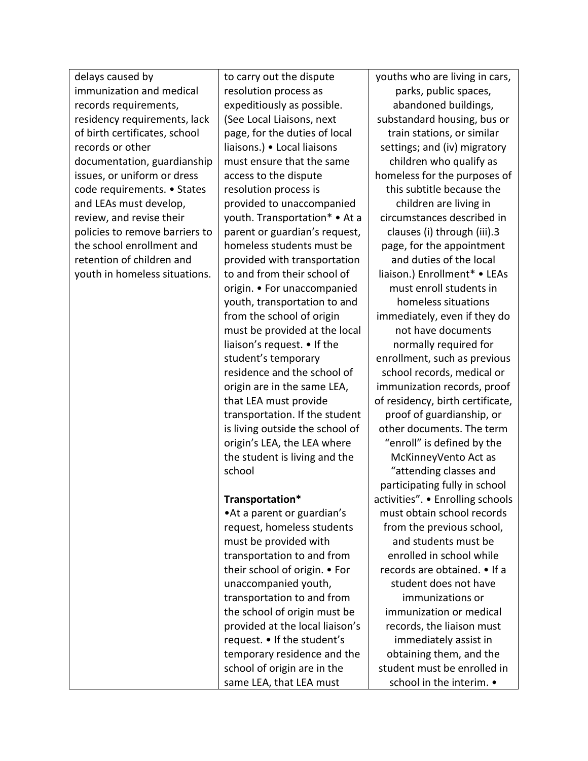| | | |
|---|---|---|
| delays caused by immunization and medical records requirements, residency requirements, lack of birth certificates, school records or other documentation, guardianship issues, or uniform or dress code requirements. • States and LEAs must develop, review, and revise their policies to remove barriers to the school enrollment and retention of children and youth in homeless situations. | to carry out the dispute resolution process as expeditiously as possible. (See Local Liaisons, next page, for the duties of local liaisons.) • Local liaisons must ensure that the same access to the dispute resolution process is provided to unaccompanied youth. Transportation* • At a parent or guardian's request, homeless students must be provided with transportation to and from their school of origin. • For unaccompanied youth, transportation to and from the school of origin must be provided at the local liaison's request. • If the student's temporary residence and the school of origin are in the same LEA, that LEA must provide transportation. If the student is living outside the school of origin's LEA, the LEA where the student is living and the school<br><br>**Transportation***<br>•At a parent or guardian's request, homeless students must be provided with transportation to and from their school of origin. • For unaccompanied youth, transportation to and from the school of origin must be provided at the local liaison's request. • If the student's temporary residence and the school of origin are in the same LEA, that LEA must | youths who are living in cars, parks, public spaces, abandoned buildings, substandard housing, bus or train stations, or similar settings; and (iv) migratory children who qualify as homeless for the purposes of this subtitle because the children are living in circumstances described in clauses (i) through (iii).3 page, for the appointment and duties of the local liaison.) Enrollment* • LEAs must enroll students in homeless situations immediately, even if they do not have documents normally required for enrollment, such as previous school records, medical or immunization records, proof of residency, birth certificate, proof of guardianship, or other documents. The term "enroll" is defined by the McKinneyVento Act as "attending classes and participating fully in school activities". • Enrolling schools must obtain school records from the previous school, and students must be enrolled in school while records are obtained. • If a student does not have immunizations or immunization or medical records, the liaison must immediately assist in obtaining them, and the student must be enrolled in school in the interim. • |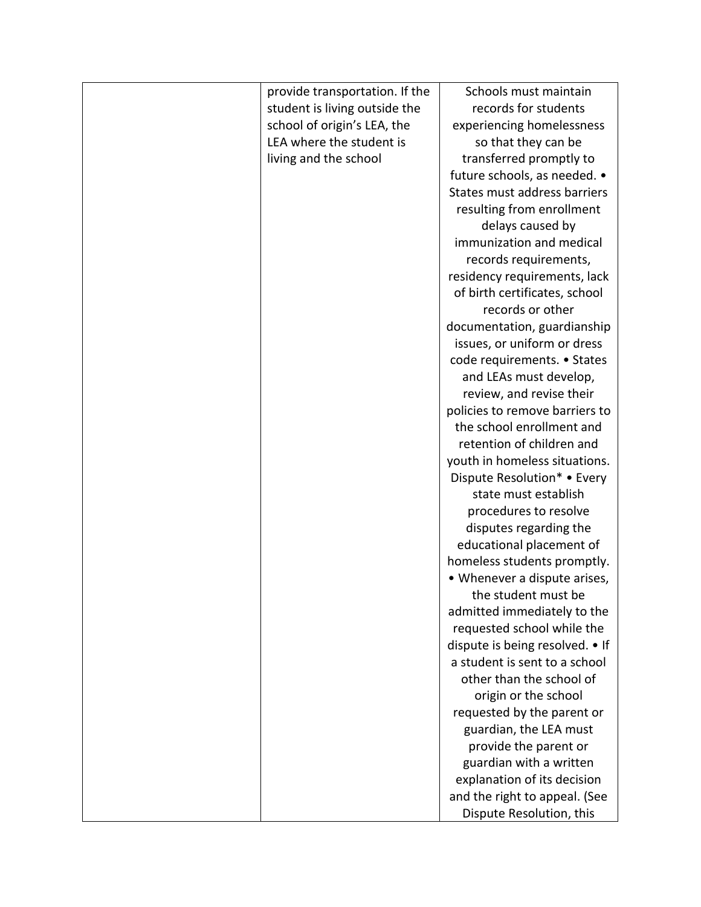|  |  |  |
|---|---|---|
|  | provide transportation. If the student is living outside the school of origin's LEA, the LEA where the student is living and the school | Schools must maintain records for students experiencing homelessness so that they can be transferred promptly to future schools, as needed. • States must address barriers resulting from enrollment delays caused by immunization and medical records requirements, residency requirements, lack of birth certificates, school records or other documentation, guardianship issues, or uniform or dress code requirements. • States and LEAs must develop, review, and revise their policies to remove barriers to the school enrollment and retention of children and youth in homeless situations. Dispute Resolution* • Every state must establish procedures to resolve disputes regarding the educational placement of homeless students promptly. • Whenever a dispute arises, the student must be admitted immediately to the requested school while the dispute is being resolved. • If a student is sent to a school other than the school of origin or the school requested by the parent or guardian, the LEA must provide the parent or guardian with a written explanation of its decision and the right to appeal. (See Dispute Resolution, this |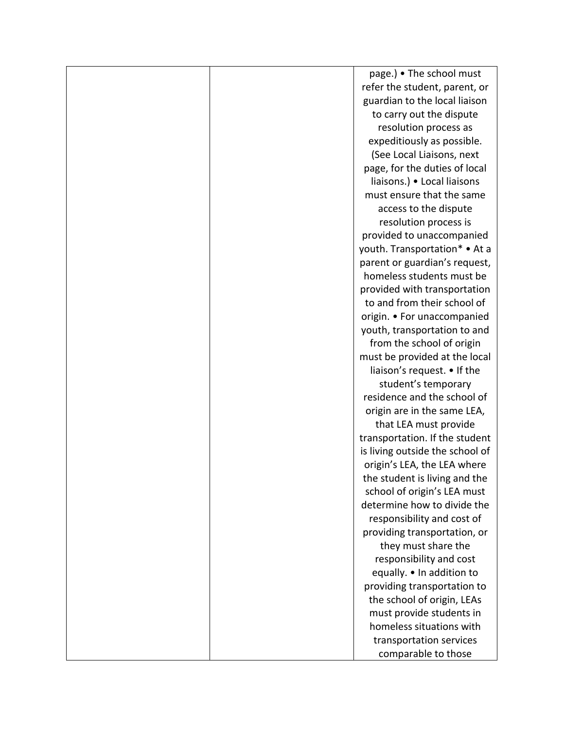|  |  | page.) • The school must refer the student, parent, or guardian to the local liaison to carry out the dispute resolution process as expeditiously as possible. (See Local Liaisons, next page, for the duties of local liaisons.) • Local liaisons must ensure that the same access to the dispute resolution process is provided to unaccompanied youth. Transportation* • At a parent or guardian's request, homeless students must be provided with transportation to and from their school of origin. • For unaccompanied youth, transportation to and from the school of origin must be provided at the local liaison's request. • If the student's temporary residence and the school of origin are in the same LEA, that LEA must provide transportation. If the student is living outside the school of origin's LEA, the LEA where the student is living and the school of origin's LEA must determine how to divide the responsibility and cost of providing transportation, or they must share the responsibility and cost equally. • In addition to providing transportation to the school of origin, LEAs must provide students in homeless situations with transportation services comparable to those |
|---|---|---|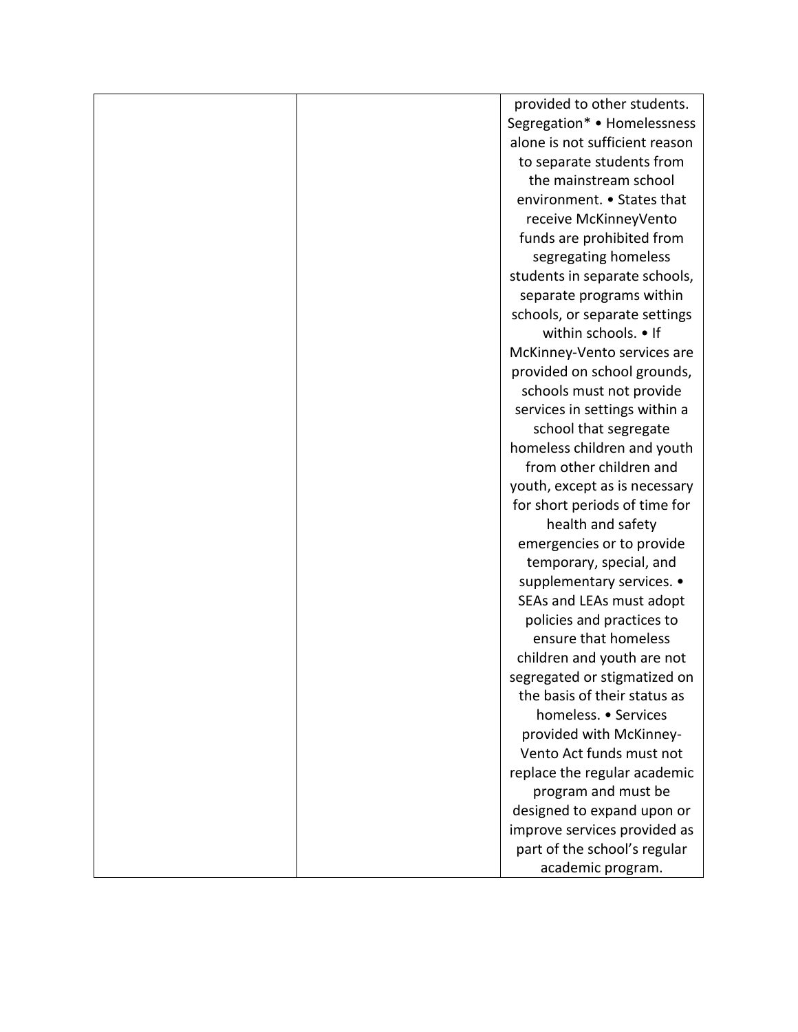| | | |
|---|---|---|
| | | provided to other students. Segregation* • Homelessness alone is not sufficient reason to separate students from the mainstream school environment. • States that receive McKinneyVento funds are prohibited from segregating homeless students in separate schools, separate programs within schools, or separate settings within schools. • If McKinney-Vento services are provided on school grounds, schools must not provide services in settings within a school that segregate homeless children and youth from other children and youth, except as is necessary for short periods of time for health and safety emergencies or to provide temporary, special, and supplementary services. • SEAs and LEAs must adopt policies and practices to ensure that homeless children and youth are not segregated or stigmatized on the basis of their status as homeless. • Services provided with McKinney-Vento Act funds must not replace the regular academic program and must be designed to expand upon or improve services provided as part of the school's regular academic program. |